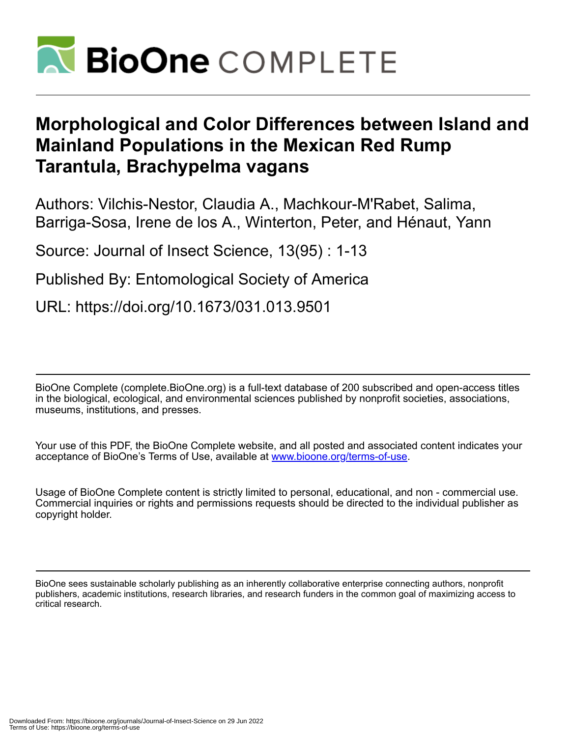# Morphological and Color Differences between Island and Mainland Populations in the Mexican Red Rump Tarantula, Brachypelma vagans

Authors: Vilchis-Nestor, Claudia A., Machkour-M'Rabet, Salima, Barriga-Sosa, Irene de los A., Winterton, Peter, and Hénaut, Yann

Source: Journal of Insect Science, 13(95) : 1-13

Published By: Entomological Society of America

URL: https://doi.org/10.1673/031.013.9501

BioOne Complete (complete.BioOne.org) is a full-text database of 200 subscribed and open-access titles in the biological, ecological, and environmental sciences published by nonprofit societies, associations, museums, institutions, and presses.

Your use of this PDF, the BioOne Complete website, and all posted and associated content indicates your acceptance of BioOne's Terms of Use, available at www.bioone.org/terms-of-use.

Usage of BioOne Complete content is strictly limited to personal, educational, and non - commercial use. Commercial inquiries or rights and permissions requests should be directed to the individual publisher as copyright holder.

BioOne sees sustainable scholarly publishing as an inherently collaborative enterprise connecting authors, nonprofit publishers, academic institutions, research libraries, and research funders in the common goal of maximizing access to critical research.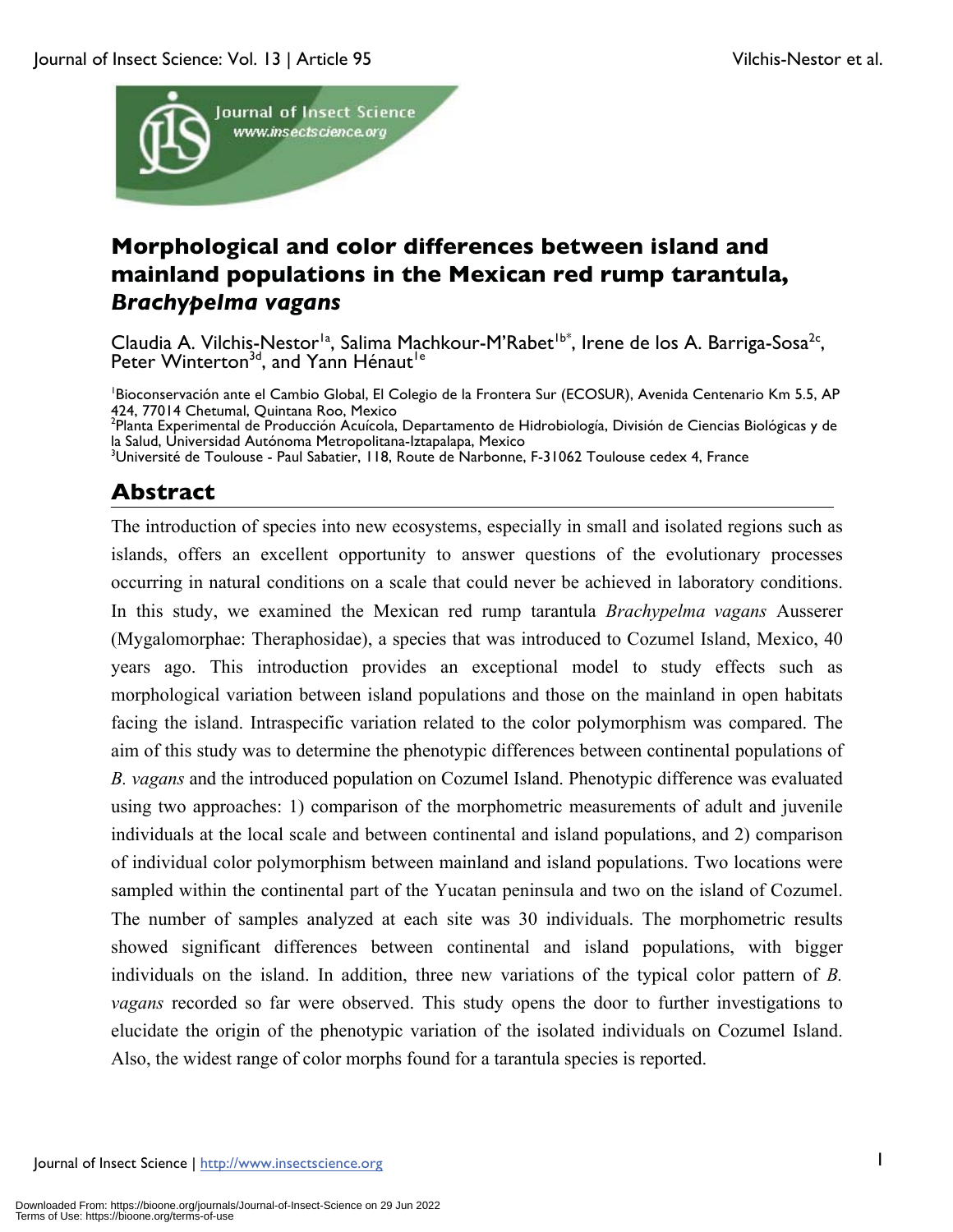# Morphological and color differences between island and mainland populations in the Mexican red rump tarantula, *Brachypelma vagans*

Claudia A. Vilchis-Nestor[1a], Salima Machkour-M'Rabet[1b*], Irene de los A. Barriga-Sosa[2c], Peter Winterton[3d], and Yann Hénaut[1e]

[1]Bioconservación ante el Cambio Global, El Colegio de la Frontera Sur (ECOSUR), Avenida Centenario Km 5.5, AP 424, 77014 Chetumal, Quintana Roo, Mexico
[2]Planta Experimental de Producción Acuícola, Departamento de Hidrobiología, División de Ciencias Biológicas y de la Salud, Universidad Autónoma Metropolitana-Iztapalapa, Mexico
[3]Université de Toulouse - Paul Sabatier, 118, Route de Narbonne, F-31062 Toulouse cedex 4, France

## Abstract

The introduction of species into new ecosystems, especially in small and isolated regions such as islands, offers an excellent opportunity to answer questions of the evolutionary processes occurring in natural conditions on a scale that could never be achieved in laboratory conditions. In this study, we examined the Mexican red rump tarantula *Brachypelma vagans* Ausserer (Mygalomorphae: Theraphosidae), a species that was introduced to Cozumel Island, Mexico, 40 years ago. This introduction provides an exceptional model to study effects such as morphological variation between island populations and those on the mainland in open habitats facing the island. Intraspecific variation related to the color polymorphism was compared. The aim of this study was to determine the phenotypic differences between continental populations of *B. vagans* and the introduced population on Cozumel Island. Phenotypic difference was evaluated using two approaches: 1) comparison of the morphometric measurements of adult and juvenile individuals at the local scale and between continental and island populations, and 2) comparison of individual color polymorphism between mainland and island populations. Two locations were sampled within the continental part of the Yucatan peninsula and two on the island of Cozumel. The number of samples analyzed at each site was 30 individuals. The morphometric results showed significant differences between continental and island populations, with bigger individuals on the island. In addition, three new variations of the typical color pattern of *B. vagans* recorded so far were observed. This study opens the door to further investigations to elucidate the origin of the phenotypic variation of the isolated individuals on Cozumel Island. Also, the widest range of color morphs found for a tarantula species is reported.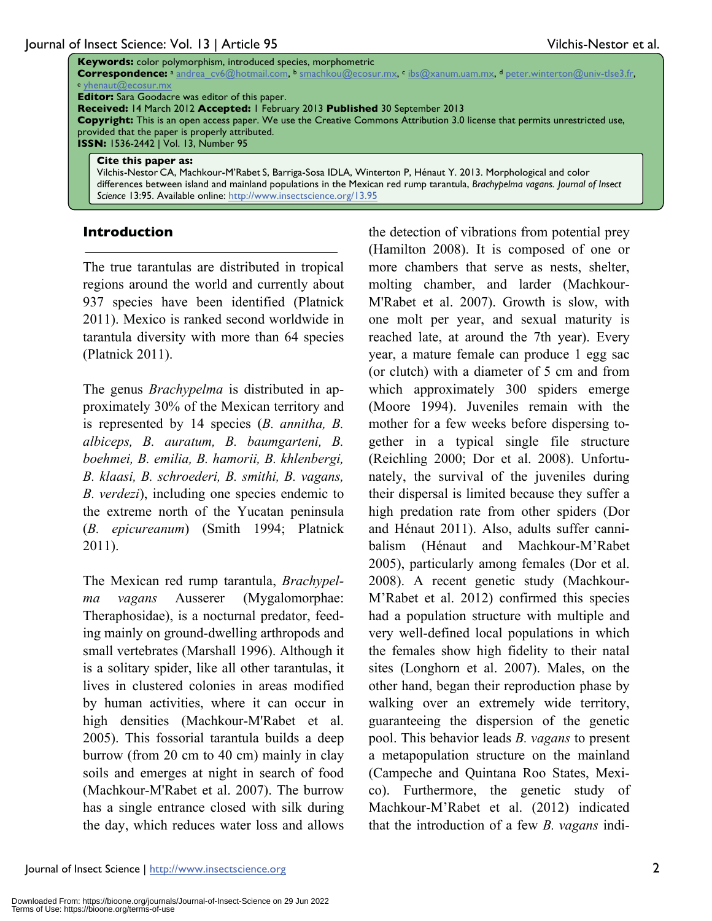**Keywords:** color polymorphism, introduced species, morphometric
**Correspondence:** [a] andrea_cv6@hotmail.com, [b] smachkou@ecosur.mx, [c] ibs@xanum.uam.mx, [d] peter.winterton@univ-tlse3.fr, [e] yhenaut@ecosur.mx
**Editor:** Sara Goodacre was editor of this paper.
**Received:** 14 March 2012 **Accepted:** 1 February 2013 **Published** 30 September 2013
**Copyright:** This is an open access paper. We use the Creative Commons Attribution 3.0 license that permits unrestricted use, provided that the paper is properly attributed.
**ISSN:** 1536-2442 | Vol. 13, Number 95

**Cite this paper as:**
Vilchis-Nestor CA, Machkour-M'Rabet S, Barriga-Sosa IDLA, Winterton P, Hénaut Y. 2013. Morphological and color differences between island and mainland populations in the Mexican red rump tarantula, *Brachypelma vagans. Journal of Insect Science* 13:95. Available online: http://www.insectscience.org/13.95

## Introduction

The true tarantulas are distributed in tropical regions around the world and currently about 937 species have been identified (Platnick 2011). Mexico is ranked second worldwide in tarantula diversity with more than 64 species (Platnick 2011).

The genus *Brachypelma* is distributed in approximately 30% of the Mexican territory and is represented by 14 species (*B. annitha, B. albiceps, B. auratum, B. baumgarteni, B. boehmei, B. emilia, B. hamorii, B. khlenbergi, B. klaasi, B. schroederi, B. smithi, B. vagans, B. verdezi*), including one species endemic to the extreme north of the Yucatan peninsula (*B. epicureanum*) (Smith 1994; Platnick 2011).

The Mexican red rump tarantula, *Brachypelma vagans* Ausserer (Mygalomorphae: Theraphosidae), is a nocturnal predator, feeding mainly on ground-dwelling arthropods and small vertebrates (Marshall 1996). Although it is a solitary spider, like all other tarantulas, it lives in clustered colonies in areas modified by human activities, where it can occur in high densities (Machkour-M'Rabet et al. 2005). This fossorial tarantula builds a deep burrow (from 20 cm to 40 cm) mainly in clay soils and emerges at night in search of food (Machkour-M'Rabet et al. 2007). The burrow has a single entrance closed with silk during the day, which reduces water loss and allows the detection of vibrations from potential prey (Hamilton 2008). It is composed of one or more chambers that serve as nests, shelter, molting chamber, and larder (Machkour-M'Rabet et al. 2007). Growth is slow, with one molt per year, and sexual maturity is reached late, at around the 7th year). Every year, a mature female can produce 1 egg sac (or clutch) with a diameter of 5 cm and from which approximately 300 spiders emerge (Moore 1994). Juveniles remain with the mother for a few weeks before dispersing together in a typical single file structure (Reichling 2000; Dor et al. 2008). Unfortunately, the survival of the juveniles during their dispersal is limited because they suffer a high predation rate from other spiders (Dor and Hénaut 2011). Also, adults suffer cannibalism (Hénaut and Machkour-M'Rabet 2005), particularly among females (Dor et al. 2008). A recent genetic study (Machkour-M'Rabet et al. 2012) confirmed this species had a population structure with multiple and very well-defined local populations in which the females show high fidelity to their natal sites (Longhorn et al. 2007). Males, on the other hand, began their reproduction phase by walking over an extremely wide territory, guaranteeing the dispersion of the genetic pool. This behavior leads *B. vagans* to present a metapopulation structure on the mainland (Campeche and Quintana Roo States, Mexico). Furthermore, the genetic study of Machkour-M'Rabet et al. (2012) indicated that the introduction of a few *B. vagans* indi-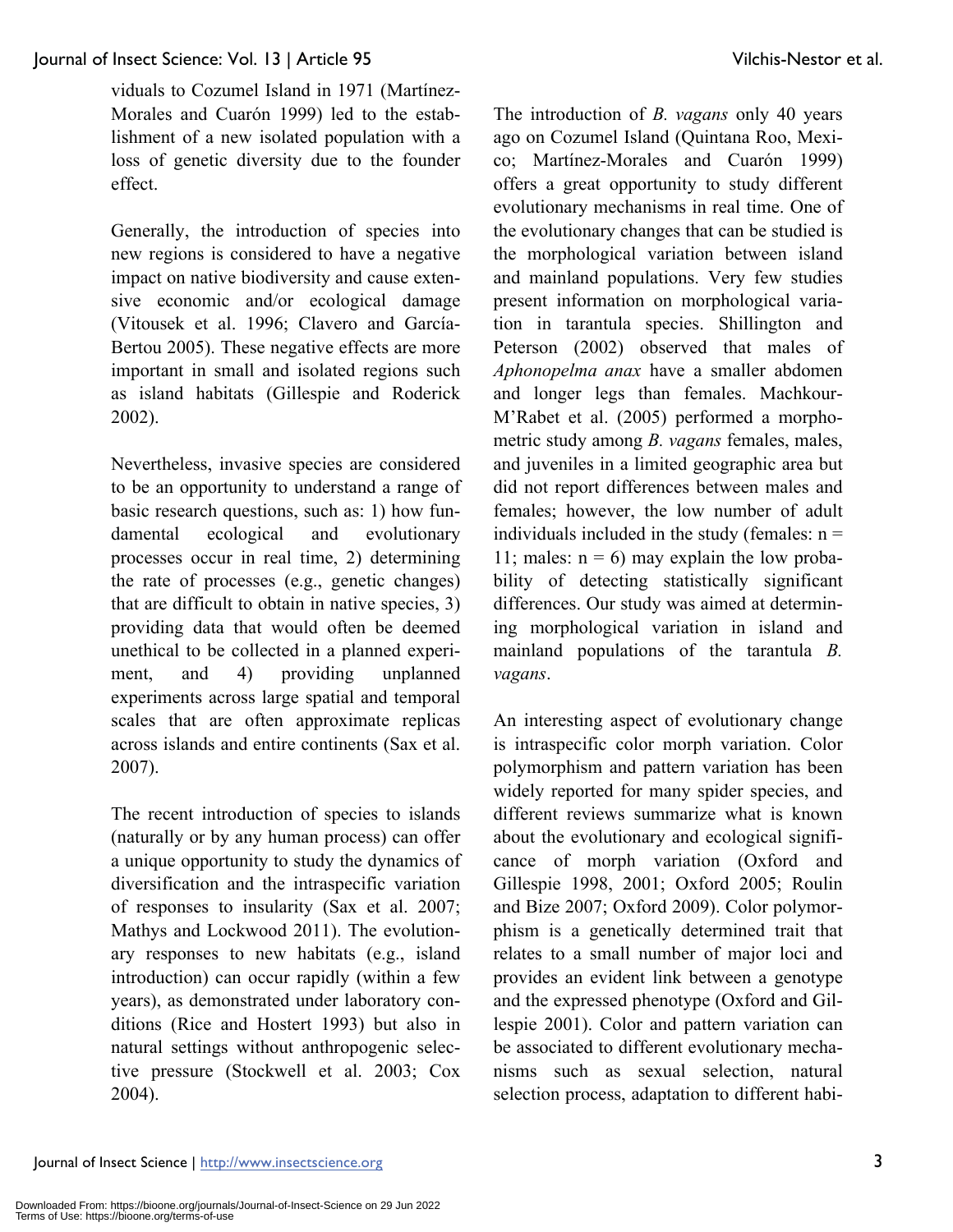viduals to Cozumel Island in 1971 (Martínez-Morales and Cuarón 1999) led to the establishment of a new isolated population with a loss of genetic diversity due to the founder effect.

Generally, the introduction of species into new regions is considered to have a negative impact on native biodiversity and cause extensive economic and/or ecological damage (Vitousek et al. 1996; Clavero and García-Bertou 2005). These negative effects are more important in small and isolated regions such as island habitats (Gillespie and Roderick 2002).

Nevertheless, invasive species are considered to be an opportunity to understand a range of basic research questions, such as: 1) how fundamental ecological and evolutionary processes occur in real time, 2) determining the rate of processes (e.g., genetic changes) that are difficult to obtain in native species, 3) providing data that would often be deemed unethical to be collected in a planned experiment, and 4) providing unplanned experiments across large spatial and temporal scales that are often approximate replicas across islands and entire continents (Sax et al. 2007).

The recent introduction of species to islands (naturally or by any human process) can offer a unique opportunity to study the dynamics of diversification and the intraspecific variation of responses to insularity (Sax et al. 2007; Mathys and Lockwood 2011). The evolutionary responses to new habitats (e.g., island introduction) can occur rapidly (within a few years), as demonstrated under laboratory conditions (Rice and Hostert 1993) but also in natural settings without anthropogenic selective pressure (Stockwell et al. 2003; Cox 2004).

The introduction of *B. vagans* only 40 years ago on Cozumel Island (Quintana Roo, Mexico; Martínez-Morales and Cuarón 1999) offers a great opportunity to study different evolutionary mechanisms in real time. One of the evolutionary changes that can be studied is the morphological variation between island and mainland populations. Very few studies present information on morphological variation in tarantula species. Shillington and Peterson (2002) observed that males of *Aphonopelma anax* have a smaller abdomen and longer legs than females. Machkour-M'Rabet et al. (2005) performed a morphometric study among *B. vagans* females, males, and juveniles in a limited geographic area but did not report differences between males and females; however, the low number of adult individuals included in the study (females: n = 11; males: n = 6) may explain the low probability of detecting statistically significant differences. Our study was aimed at determining morphological variation in island and mainland populations of the tarantula *B. vagans*.

An interesting aspect of evolutionary change is intraspecific color morph variation. Color polymorphism and pattern variation has been widely reported for many spider species, and different reviews summarize what is known about the evolutionary and ecological significance of morph variation (Oxford and Gillespie 1998, 2001; Oxford 2005; Roulin and Bize 2007; Oxford 2009). Color polymorphism is a genetically determined trait that relates to a small number of major loci and provides an evident link between a genotype and the expressed phenotype (Oxford and Gillespie 2001). Color and pattern variation can be associated to different evolutionary mechanisms such as sexual selection, natural selection process, adaptation to different habi-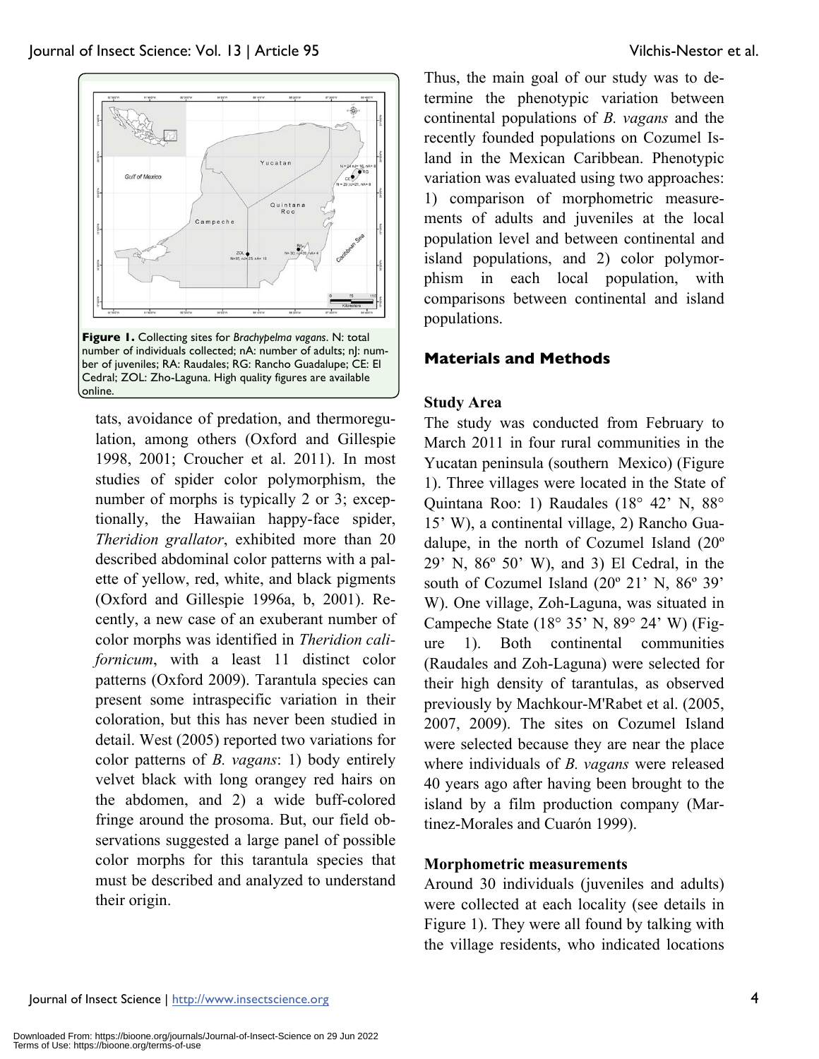**Figure 1.** Collecting sites for *Brachypelma vagans*. N: total number of individuals collected; nA: number of adults; nJ: number of juveniles; RA: Raudales; RG: Rancho Guadalupe; CE: El Cedral; ZOL: Zho-Laguna. High quality figures are available online.

tats, avoidance of predation, and thermoregulation, among others (Oxford and Gillespie 1998, 2001; Croucher et al. 2011). In most studies of spider color polymorphism, the number of morphs is typically 2 or 3; exceptionally, the Hawaiian happy-face spider, *Theridion grallator*, exhibited more than 20 described abdominal color patterns with a palette of yellow, red, white, and black pigments (Oxford and Gillespie 1996a, b, 2001). Recently, a new case of an exuberant number of color morphs was identified in *Theridion californicum*, with a least 11 distinct color patterns (Oxford 2009). Tarantula species can present some intraspecific variation in their coloration, but this has never been studied in detail. West (2005) reported two variations for color patterns of *B. vagans*: 1) body entirely velvet black with long orangey red hairs on the abdomen, and 2) a wide buff-colored fringe around the prosoma. But, our field observations suggested a large panel of possible color morphs for this tarantula species that must be described and analyzed to understand their origin.

Thus, the main goal of our study was to determine the phenotypic variation between continental populations of *B. vagans* and the recently founded populations on Cozumel Island in the Mexican Caribbean. Phenotypic variation was evaluated using two approaches: 1) comparison of morphometric measurements of adults and juveniles at the local population level and between continental and island populations, and 2) color polymorphism in each local population, with comparisons between continental and island populations.

## Materials and Methods

### Study Area

The study was conducted from February to March 2011 in four rural communities in the Yucatan peninsula (southern Mexico) (Figure 1). Three villages were located in the State of Quintana Roo: 1) Raudales (18° 42' N, 88° 15' W), a continental village, 2) Rancho Guadalupe, in the north of Cozumel Island (20º 29' N, 86º 50' W), and 3) El Cedral, in the south of Cozumel Island (20º 21' N, 86º 39' W). One village, Zoh-Laguna, was situated in Campeche State (18° 35' N, 89° 24' W) (Figure 1). Both continental communities (Raudales and Zoh-Laguna) were selected for their high density of tarantulas, as observed previously by Machkour-M'Rabet et al. (2005, 2007, 2009). The sites on Cozumel Island were selected because they are near the place where individuals of *B. vagans* were released 40 years ago after having been brought to the island by a film production company (Martinez-Morales and Cuarón 1999).

### Morphometric measurements

Around 30 individuals (juveniles and adults) were collected at each locality (see details in Figure 1). They were all found by talking with the village residents, who indicated locations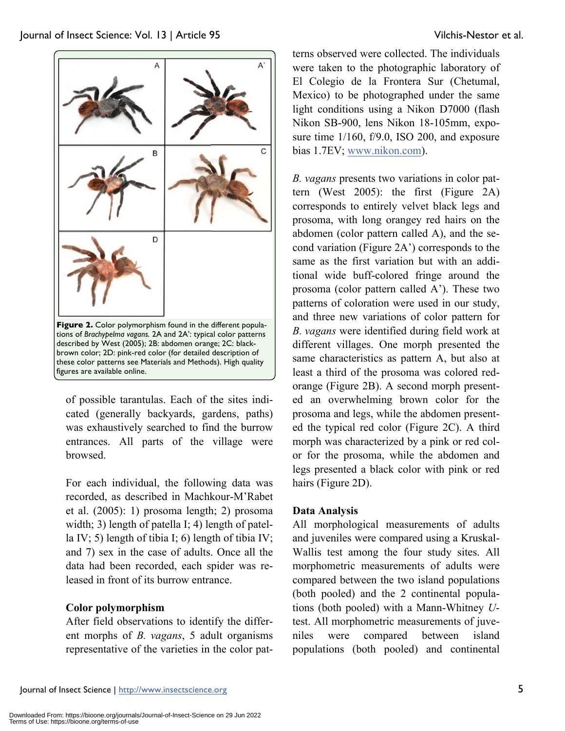**Figure 2.** Color polymorphism found in the different populations of *Brachypelma vagans.* 2A and 2A': typical color patterns described by West (2005); 2B: abdomen orange; 2C: black-brown color; 2D: pink-red color (for detailed description of these color patterns see Materials and Methods). High quality figures are available online.

of possible tarantulas. Each of the sites indicated (generally backyards, gardens, paths) was exhaustively searched to find the burrow entrances. All parts of the village were browsed.

For each individual, the following data was recorded, as described in Machkour-M'Rabet et al. (2005): 1) prosoma length; 2) prosoma width; 3) length of patella I; 4) length of patella IV; 5) length of tibia I; 6) length of tibia IV; and 7) sex in the case of adults. Once all the data had been recorded, each spider was released in front of its burrow entrance.

### Color polymorphism

After field observations to identify the different morphs of *B. vagans*, 5 adult organisms representative of the varieties in the color patterns observed were collected. The individuals were taken to the photographic laboratory of El Colegio de la Frontera Sur (Chetumal, Mexico) to be photographed under the same light conditions using a Nikon D7000 (flash Nikon SB-900, lens Nikon 18-105mm, exposure time 1/160, f/9.0, ISO 200, and exposure bias 1.7EV; www.nikon.com).

*B. vagans* presents two variations in color pattern (West 2005): the first (Figure 2A) corresponds to entirely velvet black legs and prosoma, with long orangey red hairs on the abdomen (color pattern called A), and the second variation (Figure 2A') corresponds to the same as the first variation but with an additional wide buff-colored fringe around the prosoma (color pattern called A'). These two patterns of coloration were used in our study, and three new variations of color pattern for *B. vagans* were identified during field work at different villages. One morph presented the same characteristics as pattern A, but also at least a third of the prosoma was colored red-orange (Figure 2B). A second morph presented an overwhelming brown color for the prosoma and legs, while the abdomen presented the typical red color (Figure 2C). A third morph was characterized by a pink or red color for the prosoma, while the abdomen and legs presented a black color with pink or red hairs (Figure 2D).

### Data Analysis

All morphological measurements of adults and juveniles were compared using a Kruskal-Wallis test among the four study sites. All morphometric measurements of adults were compared between the two island populations (both pooled) and the 2 continental populations (both pooled) with a Mann-Whitney *U*-test. All morphometric measurements of juveniles were compared between island populations (both pooled) and continental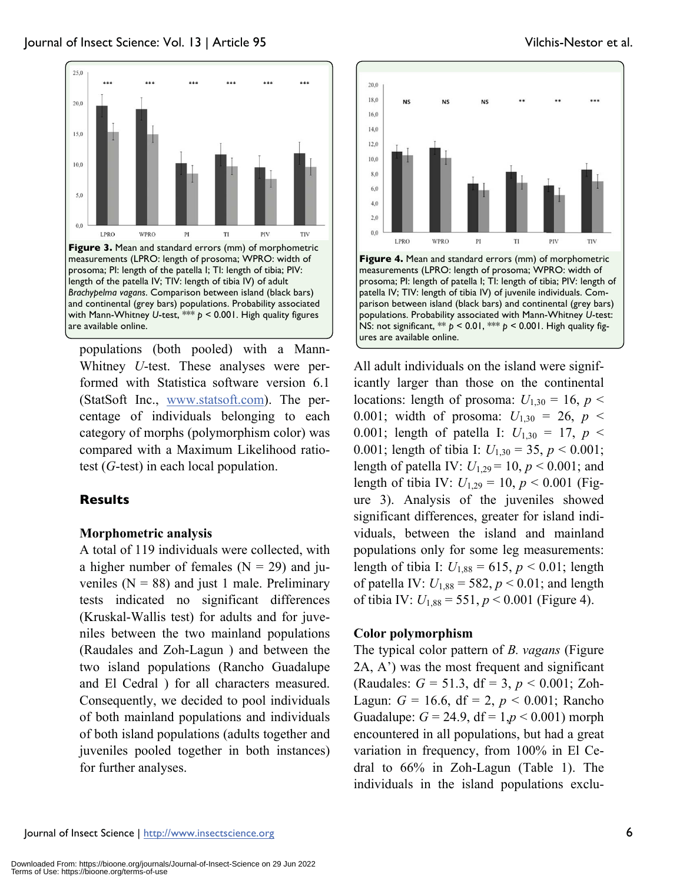**Figure 3.** Mean and standard errors (mm) of morphometric measurements (LPRO: length of prosoma; WPRO: width of prosoma; PI: length of the patella I; TI: length of tibia; PIV: length of the patella IV; TIV: length of tibia IV) of adult *Brachypelma vagans*. Comparison between island (black bars) and continental (grey bars) populations. Probability associated with Mann-Whitney *U*-test, *** $p < 0.001$. High quality figures are available online.

**Figure 4.** Mean and standard errors (mm) of morphometric measurements (LPRO: length of prosoma; WPRO: width of prosoma; PI: length of patella I; TI: length of tibia; PIV: length of patella IV; TIV: length of tibia IV) of juvenile individuals. Comparison between island (black bars) and continental (grey bars) populations. Probability associated with Mann-Whitney *U*-test: NS: not significant, ** $p < 0.01$, *** $p < 0.001$. High quality figures are available online.

populations (both pooled) with a Mann-Whitney *U*-test. These analyses were performed with Statistica software version 6.1 (StatSoft Inc., www.statsoft.com). The percentage of individuals belonging to each category of morphs (polymorphism color) was compared with a Maximum Likelihood ratio-test (*G*-test) in each local population.

## Results

### Morphometric analysis

A total of 119 individuals were collected, with a higher number of females (N = 29) and juveniles (N = 88) and just 1 male. Preliminary tests indicated no significant differences (Kruskal-Wallis test) for adults and for juveniles between the two mainland populations (Raudales and Zoh-Lagun ) and between the two island populations (Rancho Guadalupe and El Cedral ) for all characters measured. Consequently, we decided to pool individuals of both mainland populations and individuals of both island populations (adults together and juveniles pooled together in both instances) for further analyses.

All adult individuals on the island were significantly larger than those on the continental locations: length of prosoma: $U_{1,30} = 16$, $p < 0.001$; width of prosoma: $U_{1,30} = 26$, $p < 0.001$; length of patella I: $U_{1,30} = 17$, $p < 0.001$; length of tibia I: $U_{1,30} = 35$, $p < 0.001$; length of patella IV: $U_{1,29} = 10$, $p < 0.001$; and length of tibia IV: $U_{1,29} = 10$, $p < 0.001$ (Figure 3). Analysis of the juveniles showed significant differences, greater for island individuals, between the island and mainland populations only for some leg measurements: length of tibia I: $U_{1,88} = 615$, $p < 0.01$; length of patella IV: $U_{1,88} = 582$, $p < 0.01$; and length of tibia IV: $U_{1,88} = 551$, $p < 0.001$ (Figure 4).

### Color polymorphism

The typical color pattern of *B. vagans* (Figure 2A, A') was the most frequent and significant (Raudales: $G = 51.3$, df = 3, $p < 0.001$; Zoh-Lagun: $G = 16.6$, df = 2, $p < 0.001$; Rancho Guadalupe: $G = 24.9$, df = 1,$p < 0.001$) morph encountered in all populations, but had a great variation in frequency, from 100% in El Cedral to 66% in Zoh-Lagun (Table 1). The individuals in the island populations exclu-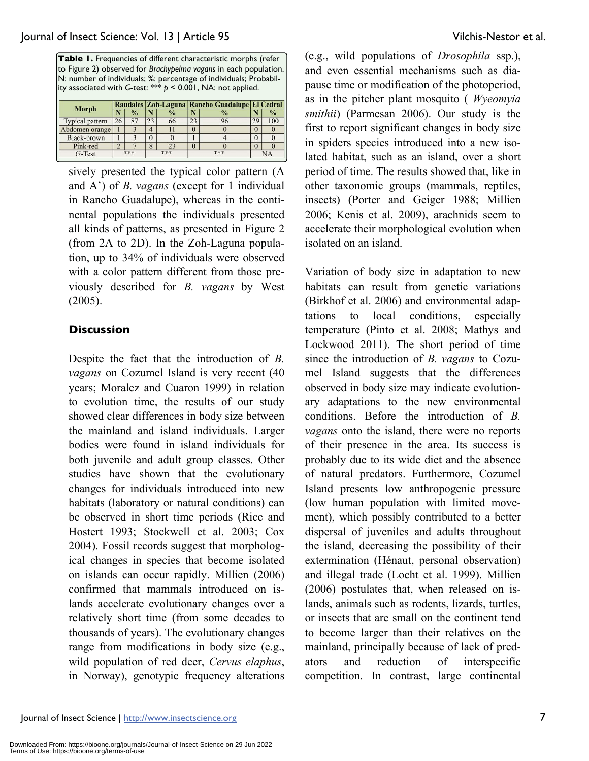**Table 1.** Frequencies of different characteristic morphs (refer to Figure 2) observed for *Brachypelma vagans* in each population. N: number of individuals; %: percentage of individuals; Probability associated with *G*-test: *** $p < 0.001$, NA: not applied.

| Morph | Raudales | | Zoh-Laguna | | Rancho Guadalupe | | El Cedral | |
|---|---|---|---|---|---|---|---|---|
| | N | % | N | % | N | % | N | % |
| Typical pattern | 26 | 87 | 23 | 66 | 23 | 96 | 29 | 100 |
| Abdomen orange | 1 | 3 | 4 | 11 | 0 | 0 | 0 | 0 |
| Black-brown | 1 | 3 | 0 | 0 | 1 | 4 | 0 | 0 |
| Pink-red | 2 | 7 | 8 | 23 | 0 | 0 | 0 | 0 |
| *G*-Test | *** | | *** | | *** | | NA | |

sively presented the typical color pattern (A and A') of *B. vagans* (except for 1 individual in Rancho Guadalupe), whereas in the continental populations the individuals presented all kinds of patterns, as presented in Figure 2 (from 2A to 2D). In the Zoh-Laguna population, up to 34% of individuals were observed with a color pattern different from those previously described for *B. vagans* by West (2005).

## Discussion

Despite the fact that the introduction of *B. vagans* on Cozumel Island is very recent (40 years; Moralez and Cuaron 1999) in relation to evolution time, the results of our study showed clear differences in body size between the mainland and island individuals. Larger bodies were found in island individuals for both juvenile and adult group classes. Other studies have shown that the evolutionary changes for individuals introduced into new habitats (laboratory or natural conditions) can be observed in short time periods (Rice and Hostert 1993; Stockwell et al. 2003; Cox 2004). Fossil records suggest that morphological changes in species that become isolated on islands can occur rapidly. Millien (2006) confirmed that mammals introduced on islands accelerate evolutionary changes over a relatively short time (from some decades to thousands of years). The evolutionary changes range from modifications in body size (e.g., wild population of red deer, *Cervus elaphus*, in Norway), genotypic frequency alterations (e.g., wild populations of *Drosophila* ssp.), and even essential mechanisms such as diapause time or modification of the photoperiod, as in the pitcher plant mosquito ( *Wyeomyia smithii*) (Parmesan 2006). Our study is the first to report significant changes in body size in spiders species introduced into a new isolated habitat, such as an island, over a short period of time. The results showed that, like in other taxonomic groups (mammals, reptiles, insects) (Porter and Geiger 1988; Millien 2006; Kenis et al. 2009), arachnids seem to accelerate their morphological evolution when isolated on an island.

Variation of body size in adaptation to new habitats can result from genetic variations (Birkhof et al. 2006) and environmental adaptations to local conditions, especially temperature (Pinto et al. 2008; Mathys and Lockwood 2011). The short period of time since the introduction of *B. vagans* to Cozumel Island suggests that the differences observed in body size may indicate evolutionary adaptations to the new environmental conditions. Before the introduction of *B. vagans* onto the island, there were no reports of their presence in the area. Its success is probably due to its wide diet and the absence of natural predators. Furthermore, Cozumel Island presents low anthropogenic pressure (low human population with limited movement), which possibly contributed to a better dispersal of juveniles and adults throughout the island, decreasing the possibility of their extermination (Hénaut, personal observation) and illegal trade (Locht et al. 1999). Millien (2006) postulates that, when released on islands, animals such as rodents, lizards, turtles, or insects that are small on the continent tend to become larger than their relatives on the mainland, principally because of lack of predators and reduction of interspecific competition. In contrast, large continental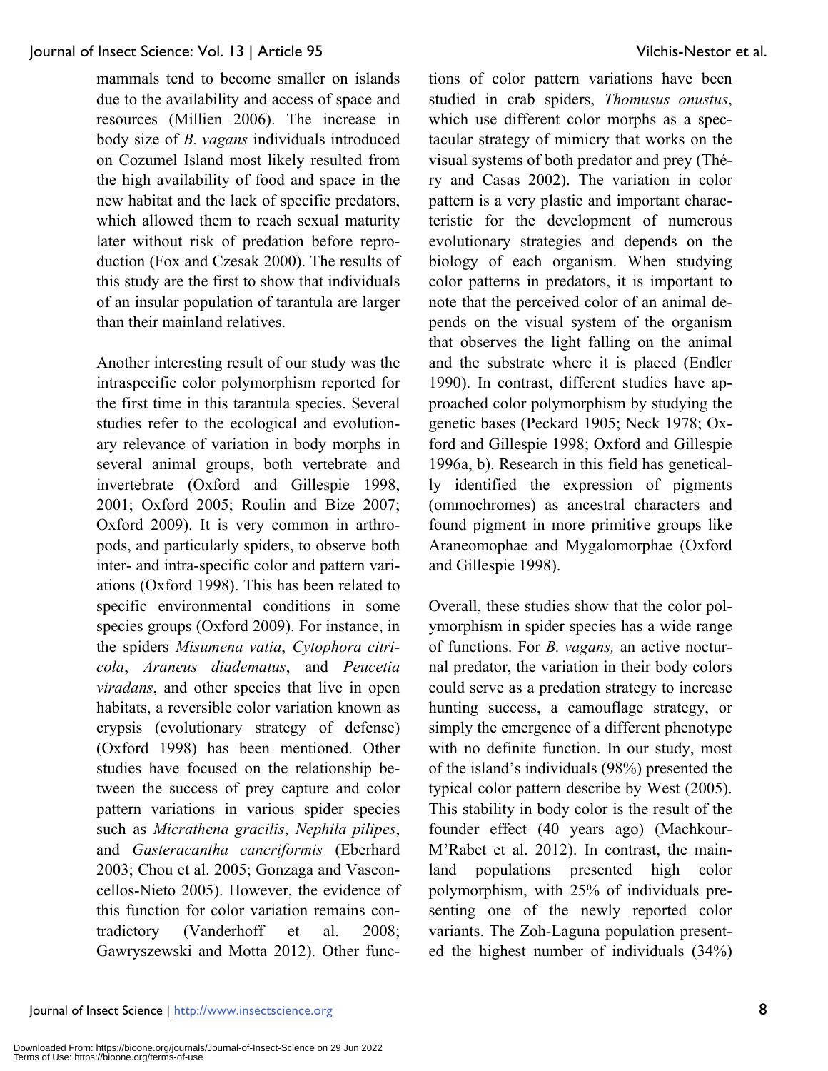mammals tend to become smaller on islands due to the availability and access of space and resources (Millien 2006). The increase in body size of *B. vagans* individuals introduced on Cozumel Island most likely resulted from the high availability of food and space in the new habitat and the lack of specific predators, which allowed them to reach sexual maturity later without risk of predation before reproduction (Fox and Czesak 2000). The results of this study are the first to show that individuals of an insular population of tarantula are larger than their mainland relatives.

Another interesting result of our study was the intraspecific color polymorphism reported for the first time in this tarantula species. Several studies refer to the ecological and evolutionary relevance of variation in body morphs in several animal groups, both vertebrate and invertebrate (Oxford and Gillespie 1998, 2001; Oxford 2005; Roulin and Bize 2007; Oxford 2009). It is very common in arthropods, and particularly spiders, to observe both inter- and intra-specific color and pattern variations (Oxford 1998). This has been related to specific environmental conditions in some species groups (Oxford 2009). For instance, in the spiders *Misumena vatia*, *Cytophora citricola*, *Araneus diadematus*, and *Peucetia viradans*, and other species that live in open habitats, a reversible color variation known as crypsis (evolutionary strategy of defense) (Oxford 1998) has been mentioned. Other studies have focused on the relationship between the success of prey capture and color pattern variations in various spider species such as *Micrathena gracilis*, *Nephila pilipes*, and *Gasteracantha cancriformis* (Eberhard 2003; Chou et al. 2005; Gonzaga and Vasconcellos-Nieto 2005). However, the evidence of this function for color variation remains contradictory (Vanderhoff et al. 2008; Gawryszewski and Motta 2012). Other functions of color pattern variations have been studied in crab spiders, *Thomusus onustus*, which use different color morphs as a spectacular strategy of mimicry that works on the visual systems of both predator and prey (Théry and Casas 2002). The variation in color pattern is a very plastic and important characteristic for the development of numerous evolutionary strategies and depends on the biology of each organism. When studying color patterns in predators, it is important to note that the perceived color of an animal depends on the visual system of the organism that observes the light falling on the animal and the substrate where it is placed (Endler 1990). In contrast, different studies have approached color polymorphism by studying the genetic bases (Peckard 1905; Neck 1978; Oxford and Gillespie 1998; Oxford and Gillespie 1996a, b). Research in this field has genetically identified the expression of pigments (ommochromes) as ancestral characters and found pigment in more primitive groups like Araneomophae and Mygalomorphae (Oxford and Gillespie 1998).

Overall, these studies show that the color polymorphism in spider species has a wide range of functions. For *B. vagans,* an active nocturnal predator, the variation in their body colors could serve as a predation strategy to increase hunting success, a camouflage strategy, or simply the emergence of a different phenotype with no definite function. In our study, most of the island's individuals (98%) presented the typical color pattern describe by West (2005). This stability in body color is the result of the founder effect (40 years ago) (Machkour-M'Rabet et al. 2012). In contrast, the mainland populations presented high color polymorphism, with 25% of individuals presenting one of the newly reported color variants. The Zoh-Laguna population presented the highest number of individuals (34%)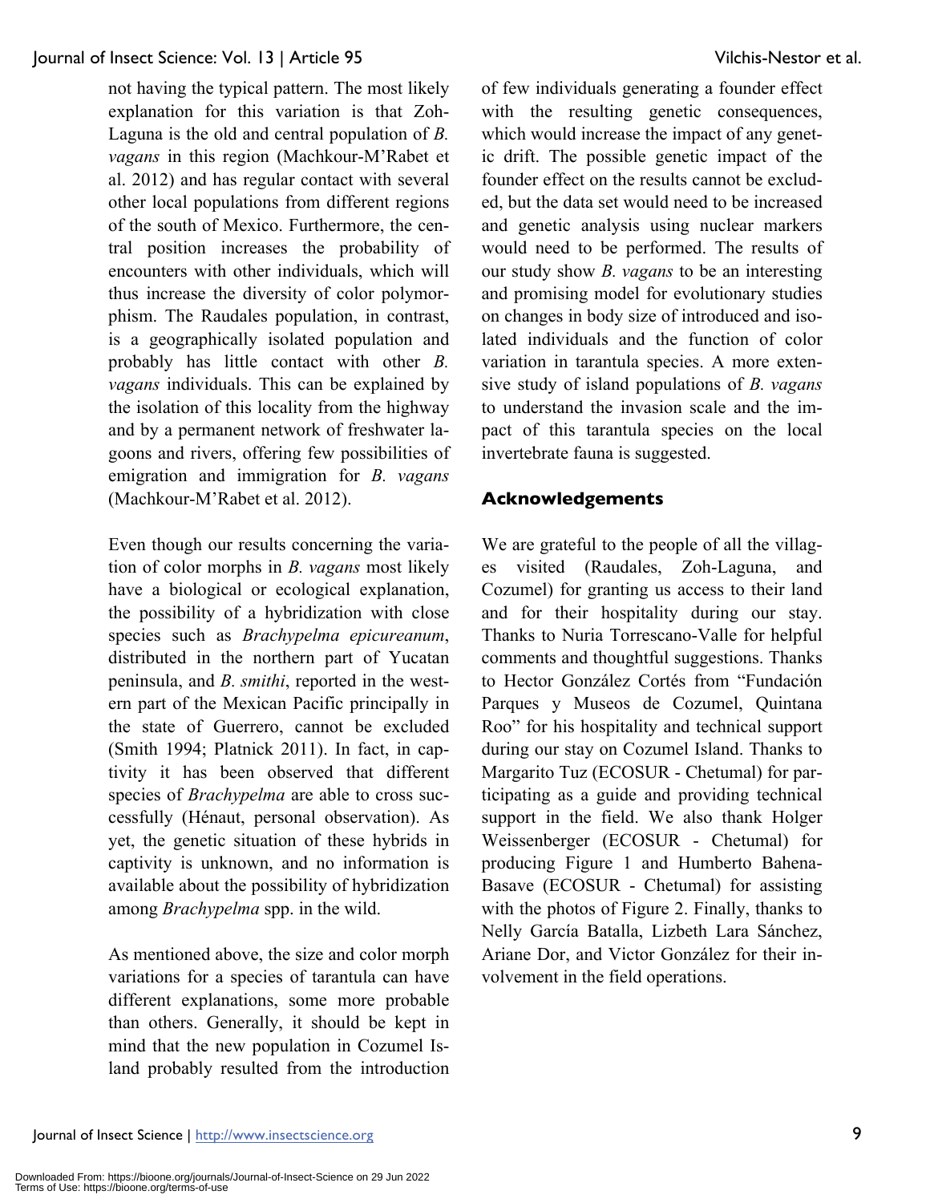not having the typical pattern. The most likely explanation for this variation is that Zoh-Laguna is the old and central population of *B. vagans* in this region (Machkour-M'Rabet et al. 2012) and has regular contact with several other local populations from different regions of the south of Mexico. Furthermore, the central position increases the probability of encounters with other individuals, which will thus increase the diversity of color polymorphism. The Raudales population, in contrast, is a geographically isolated population and probably has little contact with other *B. vagans* individuals. This can be explained by the isolation of this locality from the highway and by a permanent network of freshwater lagoons and rivers, offering few possibilities of emigration and immigration for *B. vagans* (Machkour-M'Rabet et al. 2012).

Even though our results concerning the variation of color morphs in *B. vagans* most likely have a biological or ecological explanation, the possibility of a hybridization with close species such as *Brachypelma epicureanum*, distributed in the northern part of Yucatan peninsula, and *B. smithi*, reported in the western part of the Mexican Pacific principally in the state of Guerrero, cannot be excluded (Smith 1994; Platnick 2011). In fact, in captivity it has been observed that different species of *Brachypelma* are able to cross successfully (Hénaut, personal observation). As yet, the genetic situation of these hybrids in captivity is unknown, and no information is available about the possibility of hybridization among *Brachypelma* spp. in the wild.

As mentioned above, the size and color morph variations for a species of tarantula can have different explanations, some more probable than others. Generally, it should be kept in mind that the new population in Cozumel Island probably resulted from the introduction of few individuals generating a founder effect with the resulting genetic consequences, which would increase the impact of any genetic drift. The possible genetic impact of the founder effect on the results cannot be excluded, but the data set would need to be increased and genetic analysis using nuclear markers would need to be performed. The results of our study show *B. vagans* to be an interesting and promising model for evolutionary studies on changes in body size of introduced and isolated individuals and the function of color variation in tarantula species. A more extensive study of island populations of *B. vagans* to understand the invasion scale and the impact of this tarantula species on the local invertebrate fauna is suggested.

## Acknowledgements

We are grateful to the people of all the villages visited (Raudales, Zoh-Laguna, and Cozumel) for granting us access to their land and for their hospitality during our stay. Thanks to Nuria Torrescano-Valle for helpful comments and thoughtful suggestions. Thanks to Hector González Cortés from "Fundación Parques y Museos de Cozumel, Quintana Roo" for his hospitality and technical support during our stay on Cozumel Island. Thanks to Margarito Tuz (ECOSUR - Chetumal) for participating as a guide and providing technical support in the field. We also thank Holger Weissenberger (ECOSUR - Chetumal) for producing Figure 1 and Humberto Bahena-Basave (ECOSUR - Chetumal) for assisting with the photos of Figure 2. Finally, thanks to Nelly García Batalla, Lizbeth Lara Sánchez, Ariane Dor, and Victor González for their involvement in the field operations.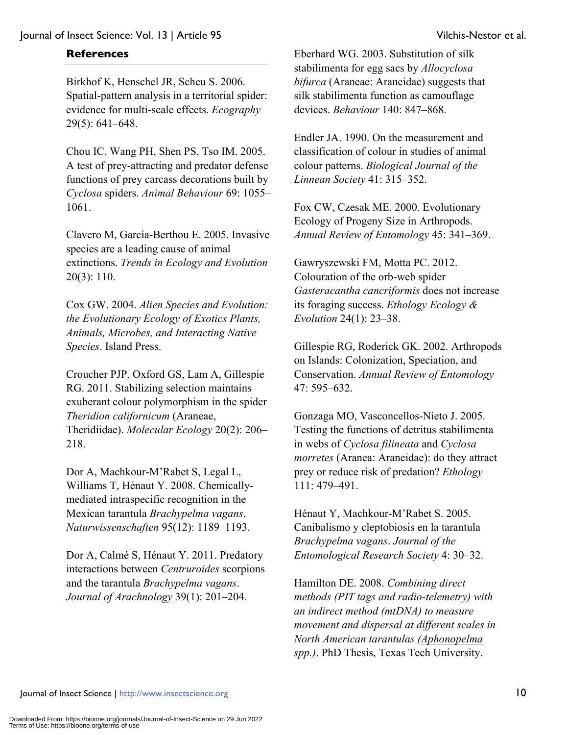## References

Birkhof K, Henschel JR, Scheu S. 2006. Spatial-pattern analysis in a territorial spider: evidence for multi-scale effects. *Ecography* 29(5): 641–648.

Chou IC, Wang PH, Shen PS, Tso IM. 2005. A test of prey-attracting and predator defense functions of prey carcass decorations built by *Cyclosa* spiders. *Animal Behaviour* 69: 1055–1061.

Clavero M, García-Berthou E. 2005. Invasive species are a leading cause of animal extinctions. *Trends in Ecology and Evolution* 20(3): 110.

Cox GW. 2004. *Alien Species and Evolution: the Evolutionary Ecology of Exotics Plants, Animals, Microbes, and Interacting Native Species*. Island Press.

Croucher PJP, Oxford GS, Lam A, Gillespie RG. 2011. Stabilizing selection maintains exuberant colour polymorphism in the spider *Theridion californicum* (Araneae, Theridiidae). *Molecular Ecology* 20(2): 206–218.

Dor A, Machkour-M'Rabet S, Legal L, Williams T, Hénaut Y. 2008. Chemically-mediated intraspecific recognition in the Mexican tarantula *Brachypelma vagans*. *Naturwissenschaften* 95(12): 1189–1193.

Dor A, Calmé S, Hénaut Y. 2011. Predatory interactions between *Centruroides* scorpions and the tarantula *Brachypelma vagans*. *Journal of Arachnology* 39(1): 201–204.

Eberhard WG. 2003. Substitution of silk stabilimenta for egg sacs by *Allocyclosa bifurca* (Araneae: Araneidae) suggests that silk stabilimenta function as camouflage devices. *Behaviour* 140: 847–868.

Endler JA. 1990. On the measurement and classification of colour in studies of animal colour patterns. *Biological Journal of the Linnean Society* 41: 315–352.

Fox CW, Czesak ME. 2000. Evolutionary Ecology of Progeny Size in Arthropods. *Annual Review of Entomology* 45: 341–369.

Gawryszewski FM, Motta PC. 2012. Colouration of the orb-web spider *Gasteracantha cancriformis* does not increase its foraging success. *Ethology Ecology & Evolution* 24(1): 23–38.

Gillespie RG, Roderick GK. 2002. Arthropods on Islands: Colonization, Speciation, and Conservation. *Annual Review of Entomology* 47: 595–632.

Gonzaga MO, Vasconcellos-Nieto J. 2005. Testing the functions of detritus stabilimenta in webs of *Cyclosa filineata* and *Cyclosa morretes* (Aranea: Araneidae): do they attract prey or reduce risk of predation? *Ethology* 111: 479–491.

Hénaut Y, Machkour-M'Rabet S. 2005. Canibalismo y cleptobiosis en la tarantula *Brachypelma vagans*. *Journal of the Entomological Research Society* 4: 30–32.

Hamilton DE. 2008. *Combining direct methods (PIT tags and radio-telemetry) with an indirect method (mtDNA) to measure movement and dispersal at different scales in North American tarantulas (Aphonopelma spp.)*. PhD Thesis, Texas Tech University.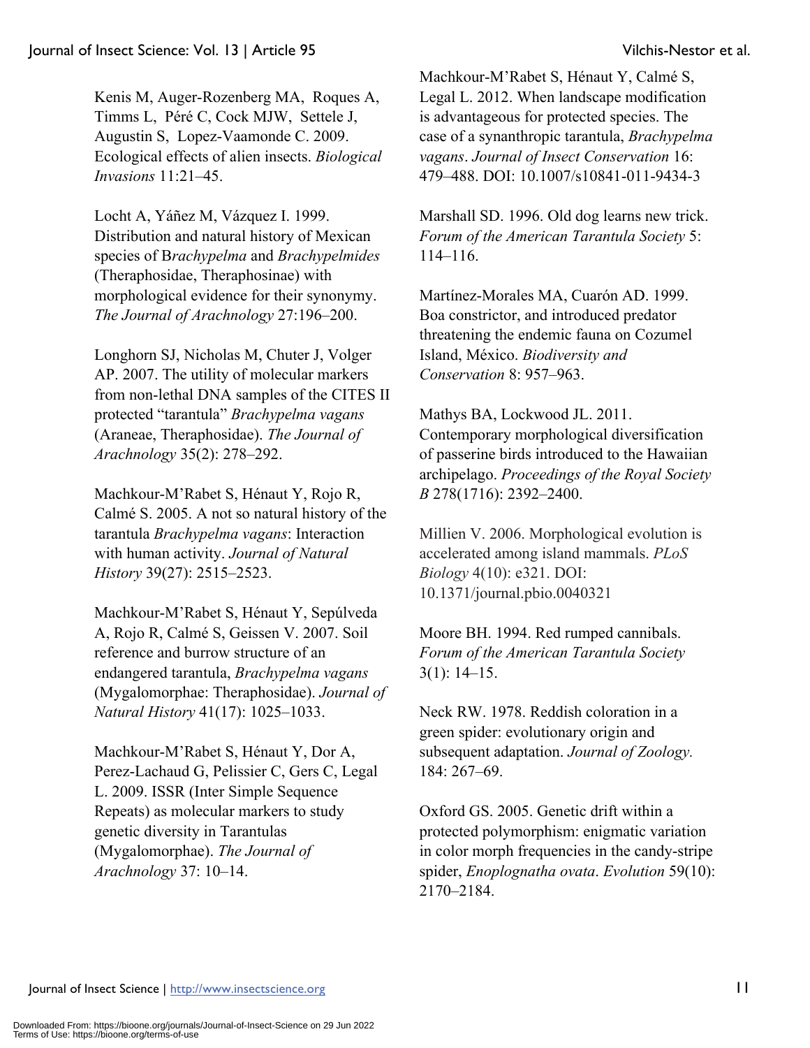Kenis M, Auger-Rozenberg MA, Roques A, Timms L, Péré C, Cock MJW, Settele J, Augustin S, Lopez-Vaamonde C. 2009. Ecological effects of alien insects. *Biological Invasions* 11:21–45.

Locht A, Yáñez M, Vázquez I. 1999. Distribution and natural history of Mexican species of B*rachypelma* and *Brachypelmides* (Theraphosidae, Theraphosinae) with morphological evidence for their synonymy. *The Journal of Arachnology* 27:196–200.

Longhorn SJ, Nicholas M, Chuter J, Volger AP. 2007. The utility of molecular markers from non-lethal DNA samples of the CITES II protected "tarantula" *Brachypelma vagans* (Araneae, Theraphosidae). *The Journal of Arachnology* 35(2): 278–292.

Machkour-M'Rabet S, Hénaut Y, Rojo R, Calmé S. 2005. A not so natural history of the tarantula *Brachypelma vagans*: Interaction with human activity. *Journal of Natural History* 39(27): 2515–2523.

Machkour-M'Rabet S, Hénaut Y, Sepúlveda A, Rojo R, Calmé S, Geissen V. 2007. Soil reference and burrow structure of an endangered tarantula, *Brachypelma vagans* (Mygalomorphae: Theraphosidae). *Journal of Natural History* 41(17): 1025–1033.

Machkour-M'Rabet S, Hénaut Y, Dor A, Perez-Lachaud G, Pelissier C, Gers C, Legal L. 2009. ISSR (Inter Simple Sequence Repeats) as molecular markers to study genetic diversity in Tarantulas (Mygalomorphae). *The Journal of Arachnology* 37: 10–14.

Machkour-M'Rabet S, Hénaut Y, Calmé S, Legal L. 2012. When landscape modification is advantageous for protected species. The case of a synanthropic tarantula, *Brachypelma vagans*. *Journal of Insect Conservation* 16: 479–488. DOI: 10.1007/s10841-011-9434-3

Marshall SD. 1996. Old dog learns new trick. *Forum of the American Tarantula Society* 5: 114–116.

Martínez-Morales MA, Cuarón AD. 1999. Boa constrictor, and introduced predator threatening the endemic fauna on Cozumel Island, México. *Biodiversity and Conservation* 8: 957–963.

Mathys BA, Lockwood JL. 2011. Contemporary morphological diversification of passerine birds introduced to the Hawaiian archipelago. *Proceedings of the Royal Society B* 278(1716): 2392–2400.

Millien V. 2006. Morphological evolution is accelerated among island mammals. *PLoS Biology* 4(10): e321. DOI: 10.1371/journal.pbio.0040321

Moore BH. 1994. Red rumped cannibals. *Forum of the American Tarantula Society* 3(1): 14–15.

Neck RW. 1978. Reddish coloration in a green spider: evolutionary origin and subsequent adaptation. *Journal of Zoology.* 184: 267–69.

Oxford GS. 2005. Genetic drift within a protected polymorphism: enigmatic variation in color morph frequencies in the candy-stripe spider, *Enoplognatha ovata*. *Evolution* 59(10): 2170–2184.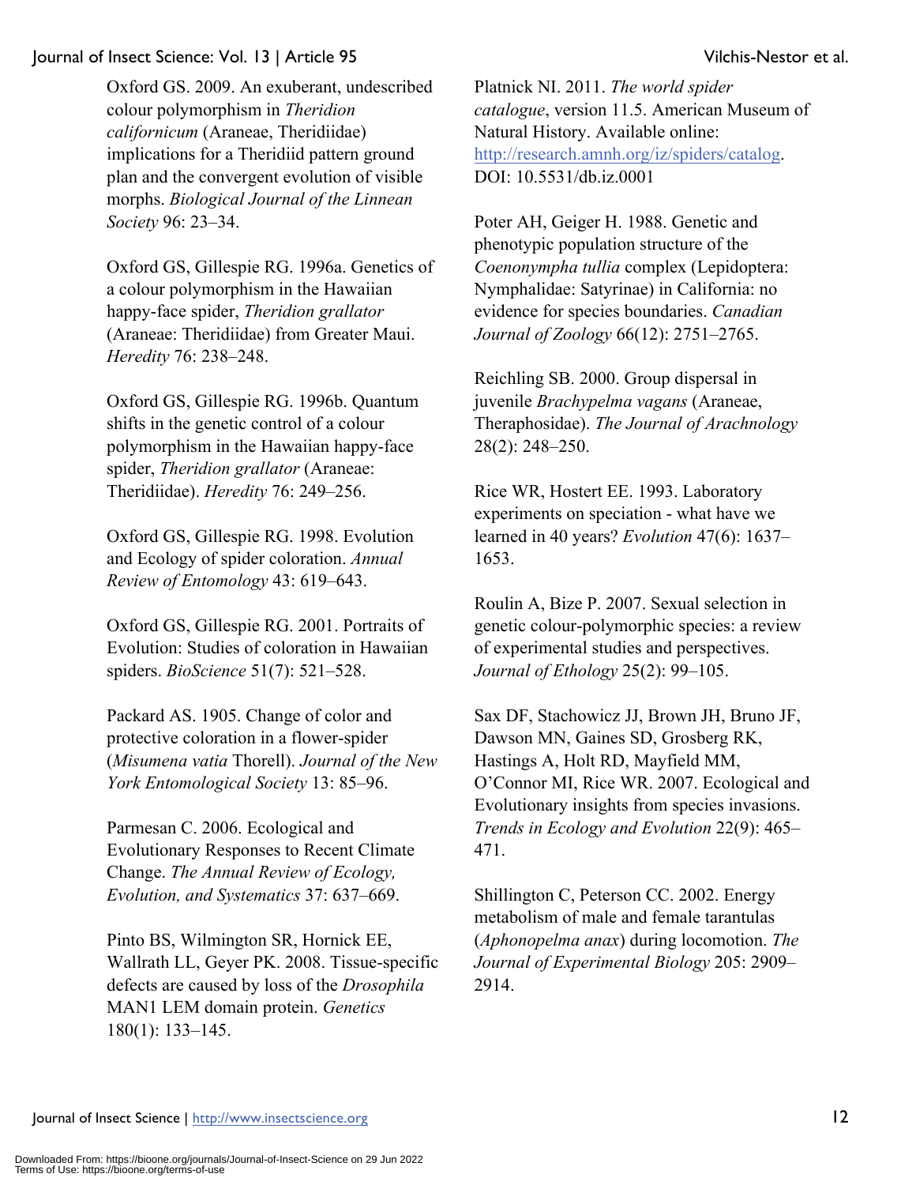Oxford GS. 2009. An exuberant, undescribed colour polymorphism in *Theridion californicum* (Araneae, Theridiidae) implications for a Theridiid pattern ground plan and the convergent evolution of visible morphs. *Biological Journal of the Linnean Society* 96: 23–34.

Oxford GS, Gillespie RG. 1996a. Genetics of a colour polymorphism in the Hawaiian happy-face spider, *Theridion grallator* (Araneae: Theridiidae) from Greater Maui. *Heredity* 76: 238–248.

Oxford GS, Gillespie RG. 1996b. Quantum shifts in the genetic control of a colour polymorphism in the Hawaiian happy-face spider, *Theridion grallator* (Araneae: Theridiidae). *Heredity* 76: 249–256.

Oxford GS, Gillespie RG. 1998. Evolution and Ecology of spider coloration. *Annual Review of Entomology* 43: 619–643.

Oxford GS, Gillespie RG. 2001. Portraits of Evolution: Studies of coloration in Hawaiian spiders. *BioScience* 51(7): 521–528.

Packard AS. 1905. Change of color and protective coloration in a flower-spider (*Misumena vatia* Thorell). *Journal of the New York Entomological Society* 13: 85–96.

Parmesan C. 2006. Ecological and Evolutionary Responses to Recent Climate Change. *The Annual Review of Ecology, Evolution, and Systematics* 37: 637–669.

Pinto BS, Wilmington SR, Hornick EE, Wallrath LL, Geyer PK. 2008. Tissue-specific defects are caused by loss of the *Drosophila* MAN1 LEM domain protein. *Genetics* 180(1): 133–145.

Platnick NI. 2011. *The world spider catalogue*, version 11.5. American Museum of Natural History. Available online: http://research.amnh.org/iz/spiders/catalog. DOI: 10.5531/db.iz.0001

Poter AH, Geiger H. 1988. Genetic and phenotypic population structure of the *Coenonympha tullia* complex (Lepidoptera: Nymphalidae: Satyrinae) in California: no evidence for species boundaries. *Canadian Journal of Zoology* 66(12): 2751–2765.

Reichling SB. 2000. Group dispersal in juvenile *Brachypelma vagans* (Araneae, Theraphosidae). *The Journal of Arachnology* 28(2): 248–250.

Rice WR, Hostert EE. 1993. Laboratory experiments on speciation - what have we learned in 40 years? *Evolution* 47(6): 1637–1653.

Roulin A, Bize P. 2007. Sexual selection in genetic colour-polymorphic species: a review of experimental studies and perspectives. *Journal of Ethology* 25(2): 99–105.

Sax DF, Stachowicz JJ, Brown JH, Bruno JF, Dawson MN, Gaines SD, Grosberg RK, Hastings A, Holt RD, Mayfield MM, O'Connor MI, Rice WR. 2007. Ecological and Evolutionary insights from species invasions. *Trends in Ecology and Evolution* 22(9): 465–471.

Shillington C, Peterson CC. 2002. Energy metabolism of male and female tarantulas (*Aphonopelma anax*) during locomotion. *The Journal of Experimental Biology* 205: 2909–2914.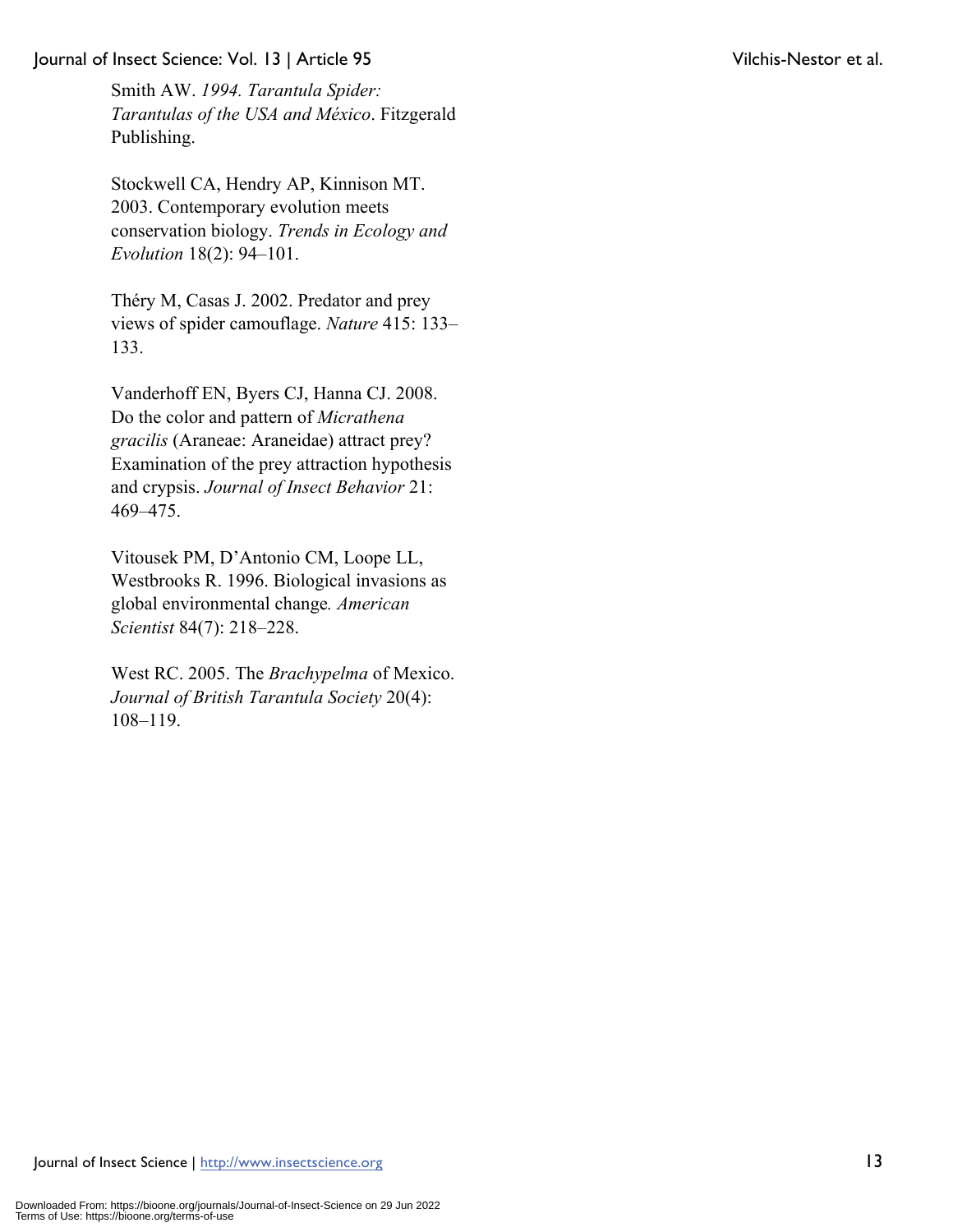Smith AW. *1994. Tarantula Spider: Tarantulas of the USA and México*. Fitzgerald Publishing.

Stockwell CA, Hendry AP, Kinnison MT. 2003. Contemporary evolution meets conservation biology. *Trends in Ecology and Evolution* 18(2): 94–101.

Théry M, Casas J. 2002. Predator and prey views of spider camouflage. *Nature* 415: 133–133.

Vanderhoff EN, Byers CJ, Hanna CJ. 2008. Do the color and pattern of *Micrathena gracilis* (Araneae: Araneidae) attract prey? Examination of the prey attraction hypothesis and crypsis. *Journal of Insect Behavior* 21: 469–475.

Vitousek PM, D'Antonio CM, Loope LL, Westbrooks R. 1996. Biological invasions as global environmental change*. American Scientist* 84(7): 218–228.

West RC. 2005. The *Brachypelma* of Mexico. *Journal of British Tarantula Society* 20(4): 108–119.